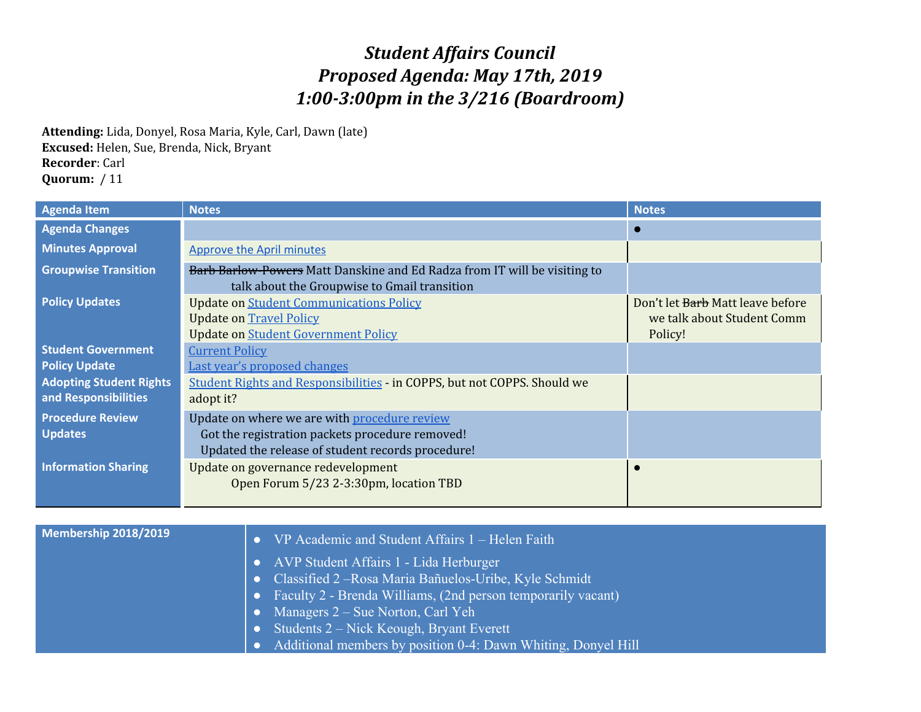# *Student Affairs Council*
# *Proposed Agenda: May 17th, 2019*
# *1:00-3:00pm in the 3/216 (Boardroom)*

**Attending:** Lida, Donyel, Rosa Maria, Kyle, Carl, Dawn (late)
**Excused:** Helen, Sue, Brenda, Nick, Bryant
**Recorder**: Carl
**Quorum:** / 11

| Agenda Item | Notes | Notes |
|---|---|---|
| **Agenda Changes** | | • |
| **Minutes Approval** | Approve the April minutes | |
| **Groupwise Transition** | ~~Barb Barlow-Powers~~ Matt Danskine and Ed Radza from IT will be visiting to talk about the Groupwise to Gmail transition | |
| **Policy Updates** | Update on Student Communications Policy<br>Update on Travel Policy<br>Update on Student Government Policy | Don't let ~~Barb~~ Matt leave before we talk about Student Comm Policy! |
| **Student Government Policy Update** | Current Policy<br>Last year's proposed changes | |
| **Adopting Student Rights and Responsibilities** | Student Rights and Responsibilities - in COPPS, but not COPPS. Should we adopt it? | |
| **Procedure Review Updates** | Update on where we are with procedure review<br>Got the registration packets procedure removed!<br>Updated the release of student records procedure! | |
| **Information Sharing** | Update on governance redevelopment<br>Open Forum 5/23 2-3:30pm, location TBD | • |

| **Membership 2018/2019** | |
|---|---|
| | • VP Academic and Student Affairs 1 – Helen Faith<br>• AVP Student Affairs 1 - Lida Herburger<br>• Classified 2 –Rosa Maria Bañuelos-Uribe, Kyle Schmidt<br>• Faculty 2 - Brenda Williams, (2nd person temporarily vacant)<br>• Managers 2 – Sue Norton, Carl Yeh<br>• Students 2 – Nick Keough, Bryant Everett<br>• Additional members by position 0-4: Dawn Whiting, Donyel Hill |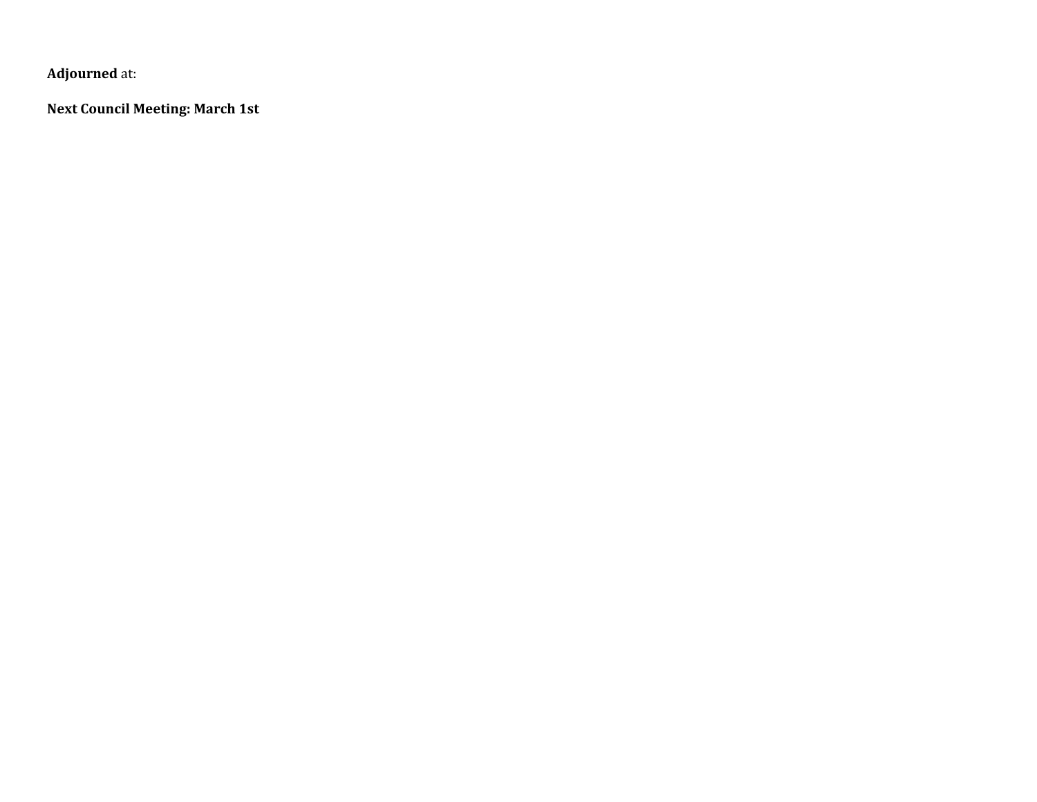**Adjourned** at:

**Next Council Meeting: March 1st**